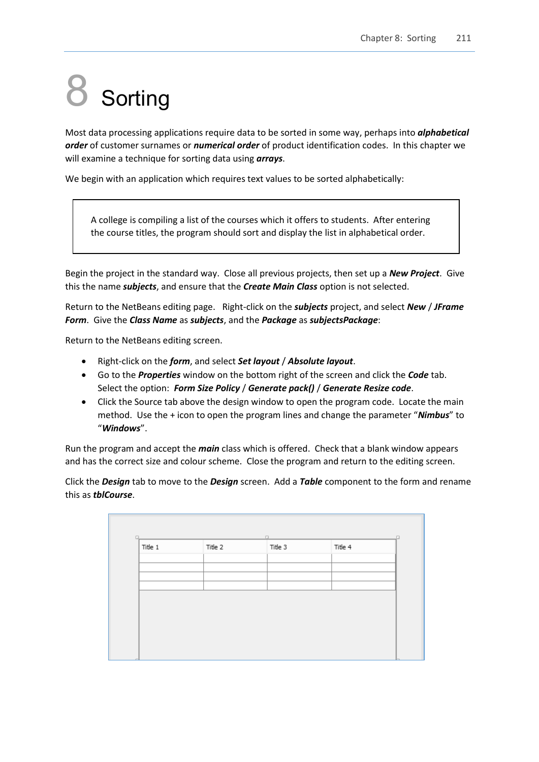# 8 Sorting

Most data processing applications require data to be sorted in some way, perhaps into ***alphabetical order*** of customer surnames or ***numerical order*** of product identification codes. In this chapter we will examine a technique for sorting data using ***arrays***.

We begin with an application which requires text values to be sorted alphabetically:

> A college is compiling a list of the courses which it offers to students. After entering the course titles, the program should sort and display the list in alphabetical order.

Begin the project in the standard way. Close all previous projects, then set up a ***New Project***. Give this the name ***subjects***, and ensure that the ***Create Main Class*** option is not selected.

Return to the NetBeans editing page. Right-click on the ***subjects*** project, and select ***New*** / ***JFrame Form***. Give the ***Class Name*** as ***subjects***, and the ***Package*** as ***subjectsPackage***:

Return to the NetBeans editing screen.

- Right-click on the ***form***, and select ***Set layout*** / ***Absolute layout***.
- Go to the ***Properties*** window on the bottom right of the screen and click the ***Code*** tab. Select the option: ***Form Size Policy*** / ***Generate pack()*** / ***Generate Resize code***.
- Click the Source tab above the design window to open the program code. Locate the main method. Use the + icon to open the program lines and change the parameter "***Nimbus***" to "***Windows***".

Run the program and accept the ***main*** class which is offered. Check that a blank window appears and has the correct size and colour scheme. Close the program and return to the editing screen.

Click the ***Design*** tab to move to the ***Design*** screen. Add a ***Table*** component to the form and rename this as ***tblCourse***.

| Title 1 | Title 2 | Title 3 | Title 4 |
|---|---|---|---|
| | | | |
| | | | |
| | | | |
| | | | |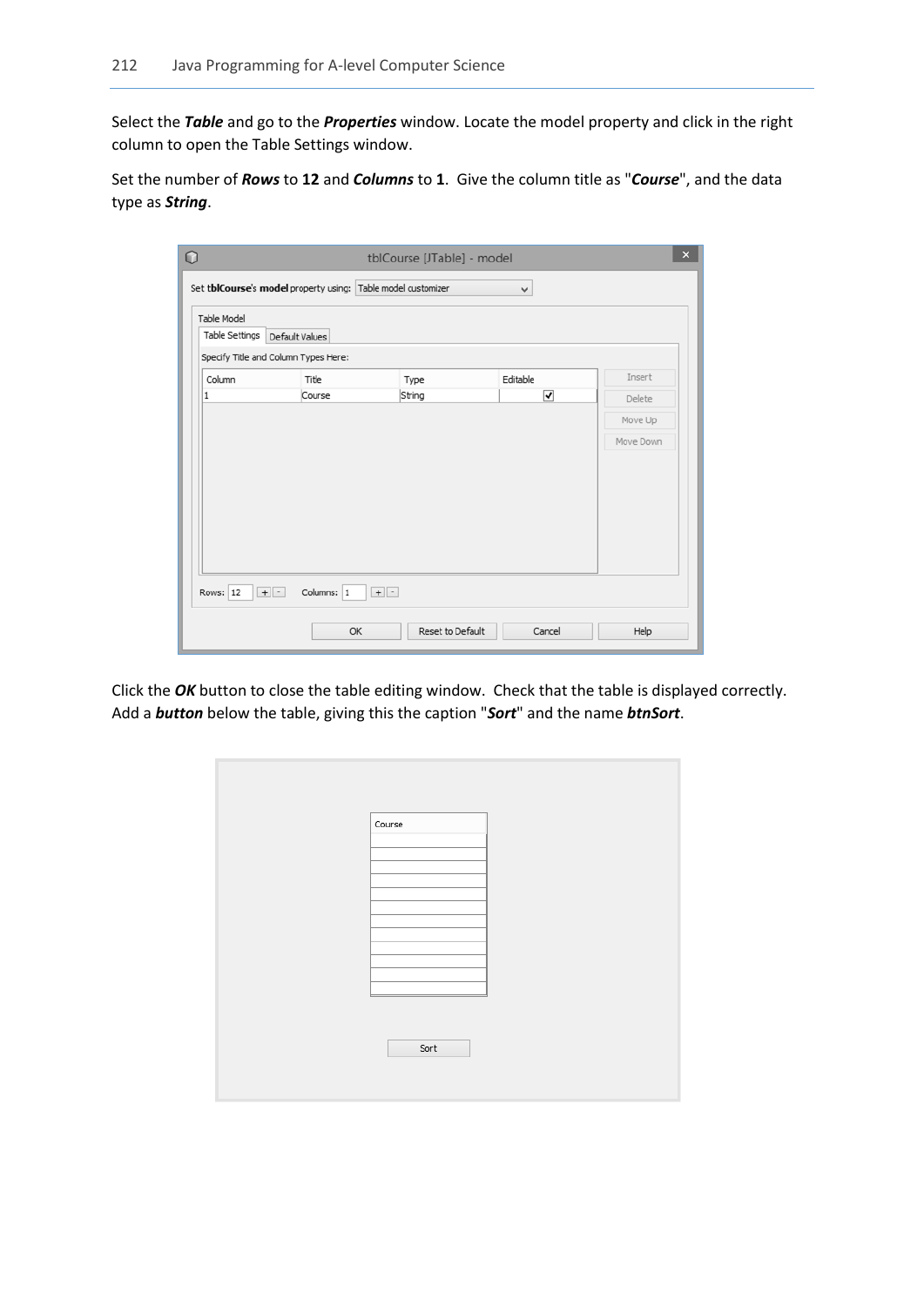Select the ***Table*** and go to the ***Properties*** window. Locate the model property and click in the right column to open the Table Settings window.

Set the number of ***Rows*** to **12** and ***Columns*** to **1**. Give the column title as "***Course***", and the data type as ***String***.

Click the ***OK*** button to close the table editing window. Check that the table is displayed correctly. Add a ***button*** below the table, giving this the caption "***Sort***" and the name ***btnSort***.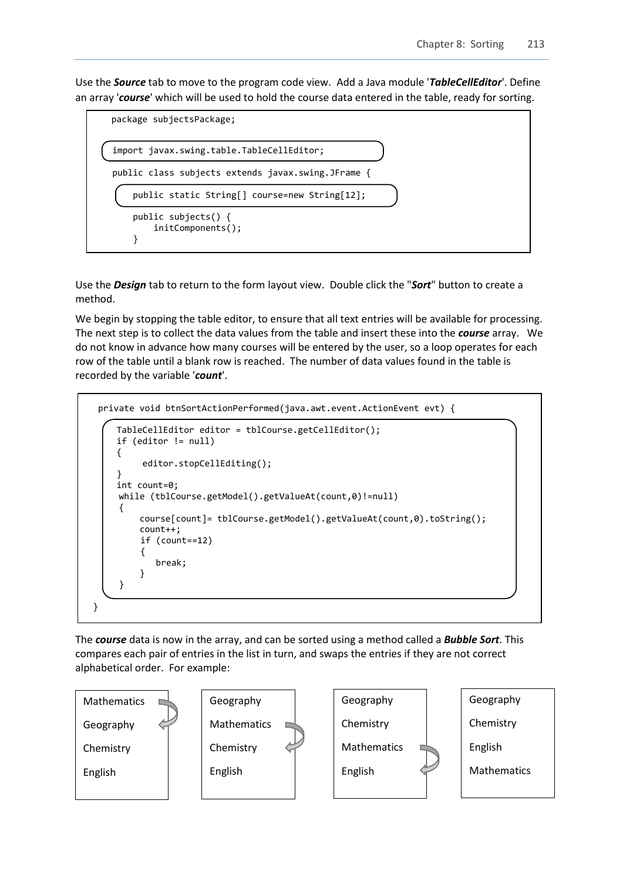Use the ***Source*** tab to move to the program code view. Add a Java module '***TableCellEditor***'. Define an array '***course***' which will be used to hold the course data entered in the table, ready for sorting.

```
package subjectsPackage;

import javax.swing.table.TableCellEditor;

public class subjects extends javax.swing.JFrame {

    public static String[] course=new String[12];

    public subjects() {
        initComponents();
    }
```

Use the ***Design*** tab to return to the form layout view. Double click the "***Sort***" button to create a method.

We begin by stopping the table editor, to ensure that all text entries will be available for processing. The next step is to collect the data values from the table and insert these into the ***course*** array. We do not know in advance how many courses will be entered by the user, so a loop operates for each row of the table until a blank row is reached. The number of data values found in the table is recorded by the variable '***count***'.

```
private void btnSortActionPerformed(java.awt.event.ActionEvent evt) {
    TableCellEditor editor = tblCourse.getCellEditor();
    if (editor != null)
    {
         editor.stopCellEditing();
    }
    int count=0;
    while (tblCourse.getModel().getValueAt(count,0)!=null)
    {
        course[count]= tblCourse.getModel().getValueAt(count,0).toString();
        count++;
        if (count==12)
        {
           break;
        }
    }
}
```

The ***course*** data is now in the array, and can be sorted using a method called a ***Bubble Sort***. This compares each pair of entries in the list in turn, and swaps the entries if they are not correct alphabetical order. For example:

| | | | |
|---|---|---|---|
| Mathematics | Geography | Geography | Geography |
| Geography | Mathematics | Chemistry | Chemistry |
| Chemistry | Chemistry | Mathematics | English |
| English | English | English | Mathematics |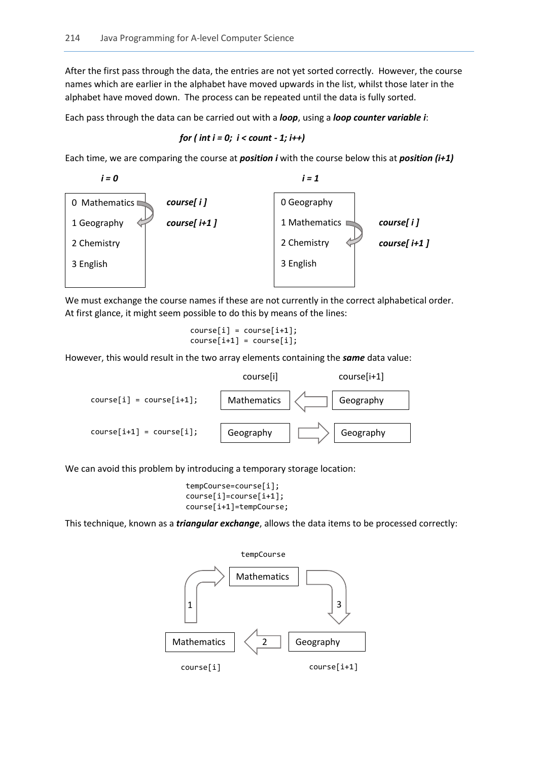After the first pass through the data, the entries are not yet sorted correctly. However, the course names which are earlier in the alphabet have moved upwards in the list, whilst those later in the alphabet have moved down. The process can be repeated until the data is fully sorted.

Each pass through the data can be carried out with a ***loop***, using a ***loop counter variable i***:

***for ( int i = 0;  i < count - 1; i++)***

Each time, we are comparing the course at ***position i*** with the course below this at ***position (i+1)***

***i = 0***

```
0 Mathematics   course[ i ]
1 Geography     course[ i+1 ]
2 Chemistry
3 English
```

***i = 1***

```
0 Geography
1 Mathematics   course[ i ]
2 Chemistry     course[ i+1 ]
3 English
```

We must exchange the course names if these are not currently in the correct alphabetical order. At first glance, it might seem possible to do this by means of the lines:

```
course[i] = course[i+1];
course[i+1] = course[i];
```

However, this would result in the two array elements containing the ***same*** data value:

| | course[i] | | course[i+1] |
|---|---|---|---|
| `course[i] = course[i+1];` | Mathematics | ⇦ | Geography |
| `course[i+1] = course[i];` | Geography | ⇨ | Geography |

We can avoid this problem by introducing a temporary storage location:

```
tempCourse=course[i];
course[i]=course[i+1];
course[i+1]=tempCourse;
```

This technique, known as a ***triangular exchange***, allows the data items to be processed correctly:

```
                 tempCourse
                 Mathematics
        1 ↗                    ↘ 3
Mathematics    ⇦ 2 ⇦    Geography
course[i]                course[i+1]
```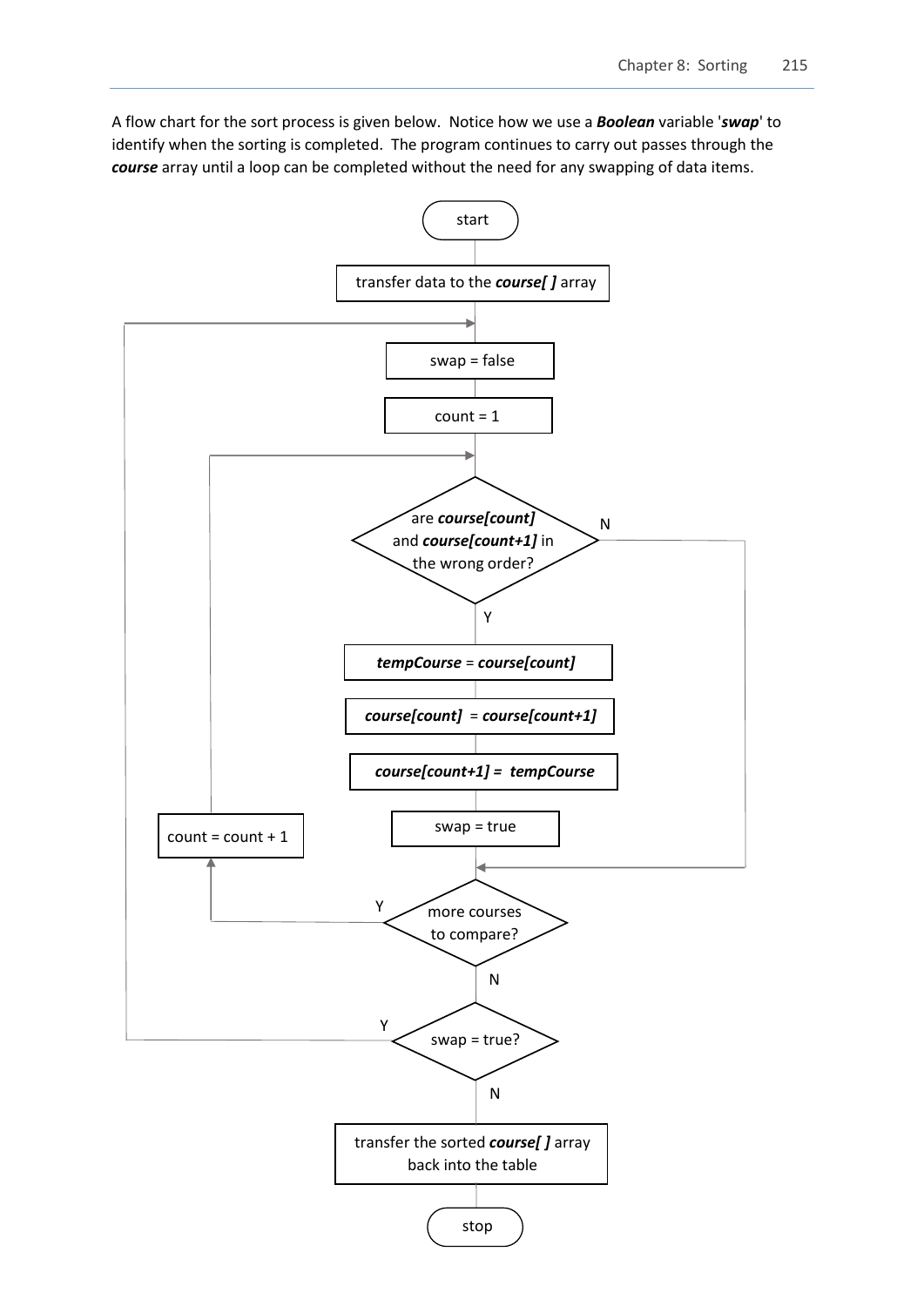A flow chart for the sort process is given below. Notice how we use a ***Boolean*** variable '***swap***' to identify when the sorting is completed. The program continues to carry out passes through the ***course*** array until a loop can be completed without the need for any swapping of data items.

start

transfer data to the ***course[ ]*** array

swap = false

count = 1

are ***course[count]*** and ***course[count+1]*** in the wrong order?

N

Y

***tempCourse*** = ***course[count]***

***course[count]*** = ***course[count+1]***

***course[count+1]*** = ***tempCourse***

swap = true

count = count + 1

Y

more courses to compare?

N

Y

swap = true?

N

transfer the sorted ***course[ ]*** array back into the table

stop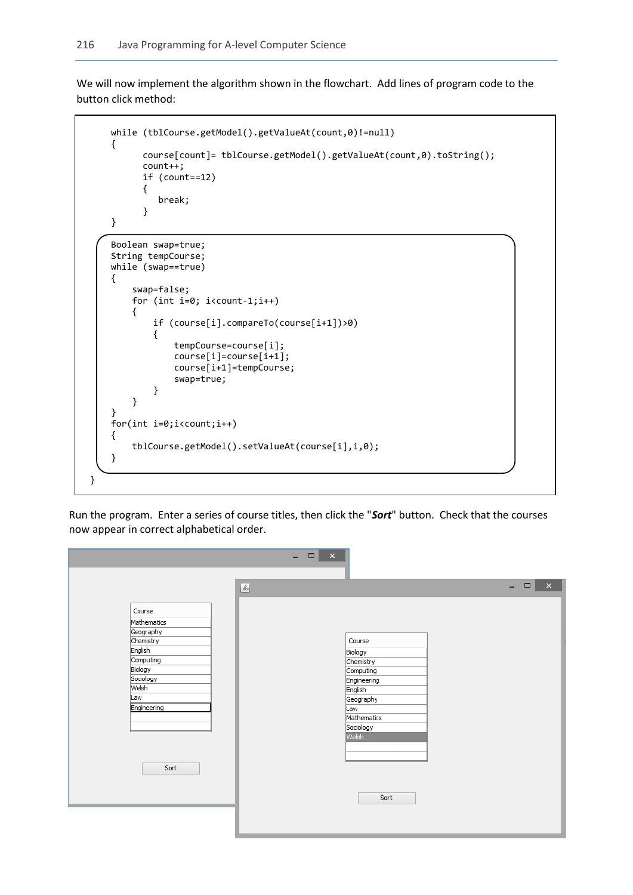We will now implement the algorithm shown in the flowchart. Add lines of program code to the button click method:

```
    while (tblCourse.getModel().getValueAt(count,0)!=null)
    {
          course[count]= tblCourse.getModel().getValueAt(count,0).toString();
          count++;
          if (count==12)
          {
             break;
          }
    }
    Boolean swap=true;
    String tempCourse;
    while (swap==true)
    {
        swap=false;
        for (int i=0; i<count-1;i++)
        {
            if (course[i].compareTo(course[i+1])>0)
            {
                tempCourse=course[i];
                course[i]=course[i+1];
                course[i+1]=tempCourse;
                swap=true;
            }
        }
    }
    for(int i=0;i<count;i++)
    {
        tblCourse.getModel().setValueAt(course[i],i,0);
    }
}
```

Run the program. Enter a series of course titles, then click the "***Sort***" button. Check that the courses now appear in correct alphabetical order.

| Course |
|---|
| Mathematics |
| Geography |
| Chemistry |
| English |
| Computing |
| Biology |
| Sociology |
| Welsh |
| Law |
| Engineering |

Sort

| Course |
|---|
| Biology |
| Chemistry |
| Computing |
| Engineering |
| English |
| Geography |
| Law |
| Mathematics |
| Sociology |
| Welsh |

Sort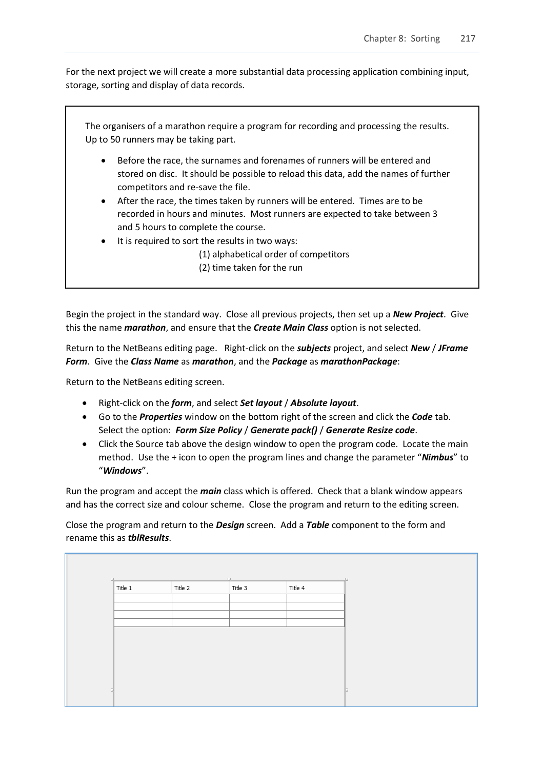For the next project we will create a more substantial data processing application combining input, storage, sorting and display of data records.

> The organisers of a marathon require a program for recording and processing the results. Up to 50 runners may be taking part.
>
> - Before the race, the surnames and forenames of runners will be entered and stored on disc. It should be possible to reload this data, add the names of further competitors and re-save the file.
> - After the race, the times taken by runners will be entered. Times are to be recorded in hours and minutes. Most runners are expected to take between 3 and 5 hours to complete the course.
> - It is required to sort the results in two ways:
>
>   (1) alphabetical order of competitors
>
>   (2) time taken for the run

Begin the project in the standard way. Close all previous projects, then set up a ***New Project***. Give this the name ***marathon***, and ensure that the ***Create Main Class*** option is not selected.

Return to the NetBeans editing page. Right-click on the ***subjects*** project, and select ***New*** / ***JFrame Form***. Give the ***Class Name*** as ***marathon***, and the ***Package*** as ***marathonPackage***:

Return to the NetBeans editing screen.

- Right-click on the ***form***, and select ***Set layout*** / ***Absolute layout***.
- Go to the ***Properties*** window on the bottom right of the screen and click the ***Code*** tab. Select the option: ***Form Size Policy*** / ***Generate pack()*** / ***Generate Resize code***.
- Click the Source tab above the design window to open the program code. Locate the main method. Use the + icon to open the program lines and change the parameter "***Nimbus***" to "***Windows***".

Run the program and accept the ***main*** class which is offered. Check that a blank window appears and has the correct size and colour scheme. Close the program and return to the editing screen.

Close the program and return to the ***Design*** screen. Add a ***Table*** component to the form and rename this as ***tblResults***.

| Title 1 | Title 2 | Title 3 | Title 4 |
|---|---|---|---|
| | | | |
| | | | |
| | | | |
| | | | |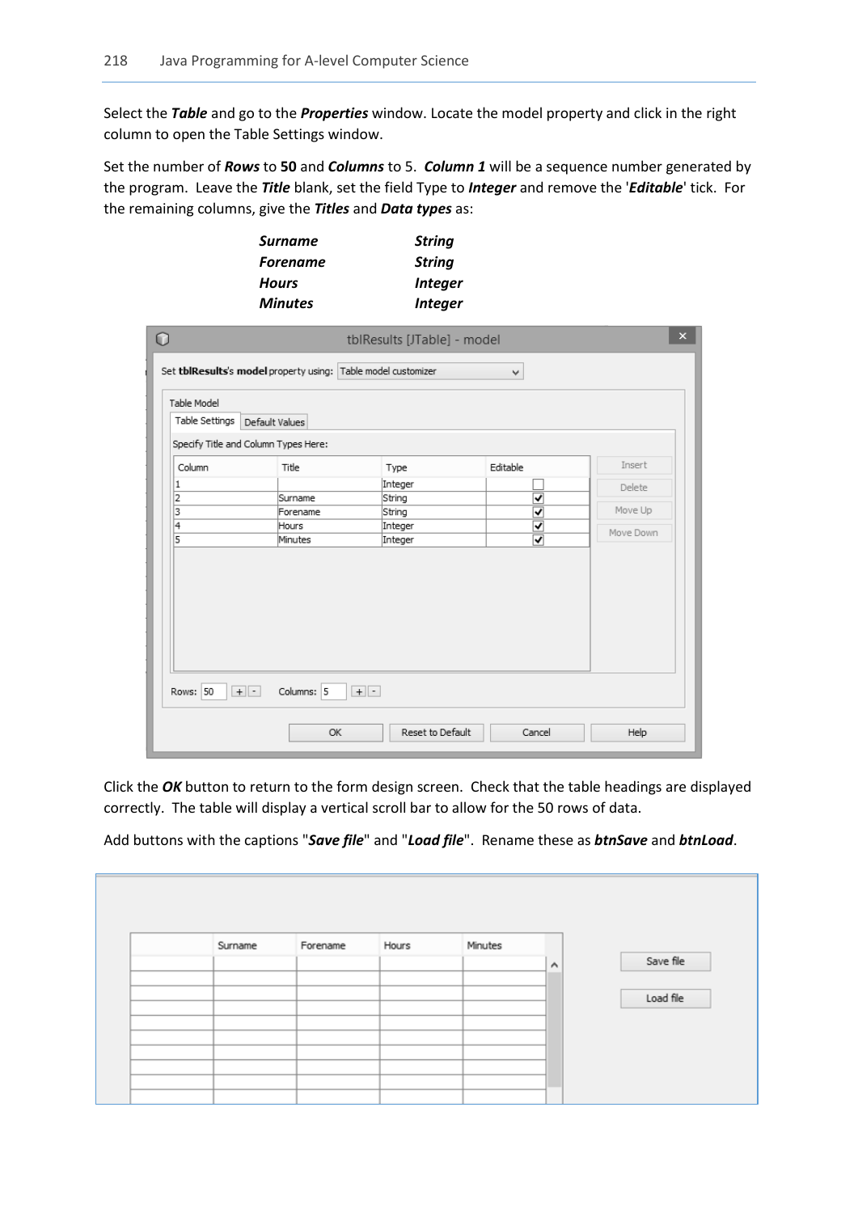Select the ***Table*** and go to the ***Properties*** window. Locate the model property and click in the right column to open the Table Settings window.

Set the number of ***Rows*** to **50** and ***Columns*** to 5. ***Column 1*** will be a sequence number generated by the program. Leave the ***Title*** blank, set the field Type to ***Integer*** and remove the '***Editable***' tick. For the remaining columns, give the ***Titles*** and ***Data types*** as:

| | |
|---|---|
| ***Surname*** | ***String*** |
| ***Forename*** | ***String*** |
| ***Hours*** | ***Integer*** |
| ***Minutes*** | ***Integer*** |

Click the ***OK*** button to return to the form design screen. Check that the table headings are displayed correctly. The table will display a vertical scroll bar to allow for the 50 rows of data.

Add buttons with the captions "***Save file***" and "***Load file***". Rename these as ***btnSave*** and ***btnLoad***.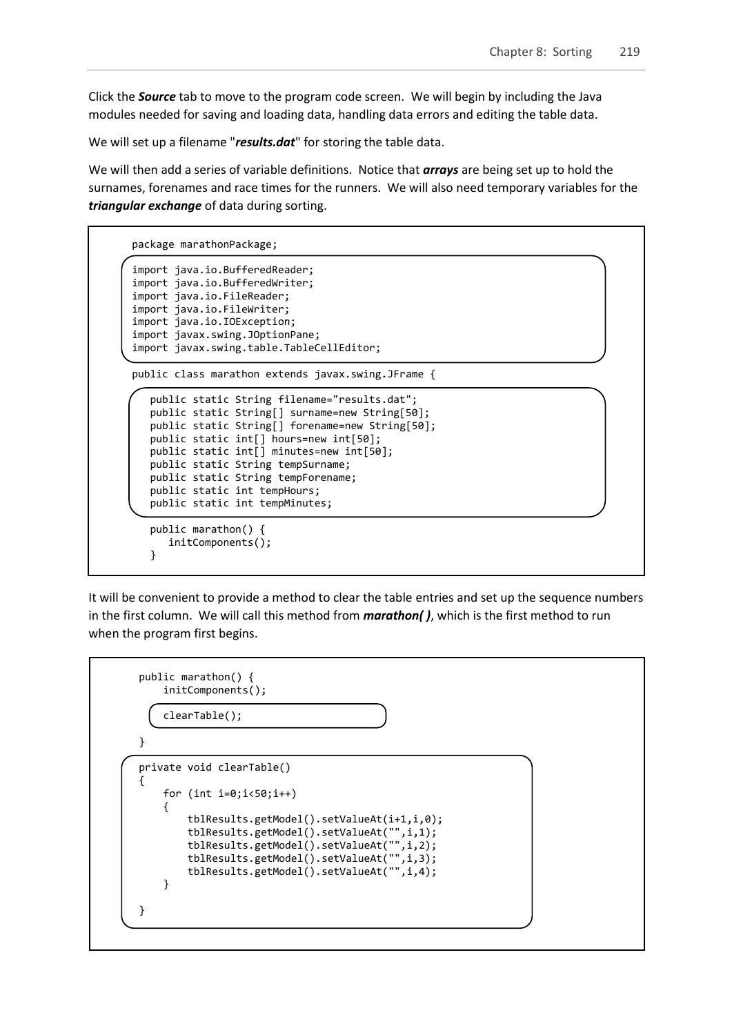Click the ***Source*** tab to move to the program code screen. We will begin by including the Java modules needed for saving and loading data, handling data errors and editing the table data.

We will set up a filename "***results.dat***" for storing the table data.

We will then add a series of variable definitions. Notice that ***arrays*** are being set up to hold the surnames, forenames and race times for the runners. We will also need temporary variables for the ***triangular exchange*** of data during sorting.

```
package marathonPackage;

import java.io.BufferedReader;
import java.io.BufferedWriter;
import java.io.FileReader;
import java.io.FileWriter;
import java.io.IOException;
import javax.swing.JOptionPane;
import javax.swing.table.TableCellEditor;

public class marathon extends javax.swing.JFrame {

   public static String filename="results.dat";
   public static String[] surname=new String[50];
   public static String[] forename=new String[50];
   public static int[] hours=new int[50];
   public static int[] minutes=new int[50];
   public static String tempSurname;
   public static String tempForename;
   public static int tempHours;
   public static int tempMinutes;

   public marathon() {
      initComponents();
   }
```

It will be convenient to provide a method to clear the table entries and set up the sequence numbers in the first column. We will call this method from ***marathon( )***, which is the first method to run when the program first begins.

```
    public marathon() {
        initComponents();

        clearTable();

    }

    private void clearTable()
    {
        for (int i=0;i<50;i++)
        {
            tblResults.getModel().setValueAt(i+1,i,0);
            tblResults.getModel().setValueAt("",i,1);
            tblResults.getModel().setValueAt("",i,2);
            tblResults.getModel().setValueAt("",i,3);
            tblResults.getModel().setValueAt("",i,4);
        }

    }
```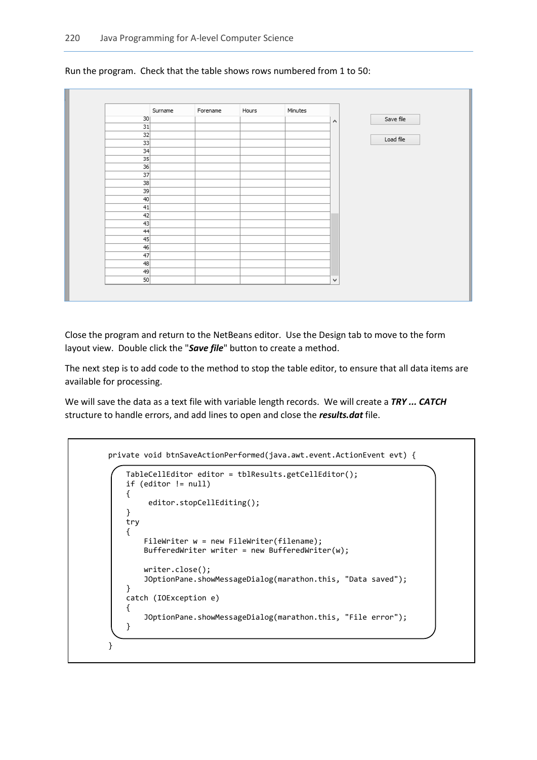Run the program. Check that the table shows rows numbered from 1 to 50:

Close the program and return to the NetBeans editor. Use the Design tab to move to the form layout view. Double click the "***Save file***" button to create a method.

The next step is to add code to the method to stop the table editor, to ensure that all data items are available for processing.

We will save the data as a text file with variable length records. We will create a ***TRY ... CATCH*** structure to handle errors, and add lines to open and close the ***results.dat*** file.

```
private void btnSaveActionPerformed(java.awt.event.ActionEvent evt) {
    TableCellEditor editor = tblResults.getCellEditor();
    if (editor != null)
    {
         editor.stopCellEditing();
    }
    try
    {
        FileWriter w = new FileWriter(filename);
        BufferedWriter writer = new BufferedWriter(w);

        writer.close();
        JOptionPane.showMessageDialog(marathon.this, "Data saved");
    }
    catch (IOException e)
    {
        JOptionPane.showMessageDialog(marathon.this, "File error");
    }
}
```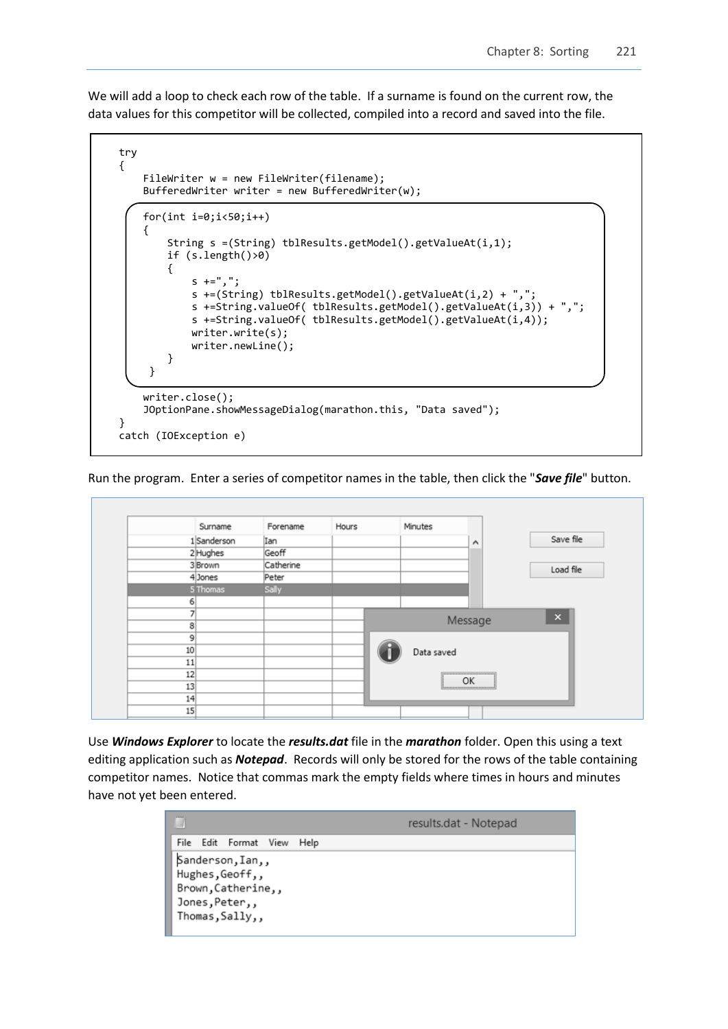We will add a loop to check each row of the table. If a surname is found on the current row, the data values for this competitor will be collected, compiled into a record and saved into the file.

```
try
{
    FileWriter w = new FileWriter(filename);
    BufferedWriter writer = new BufferedWriter(w);

    for(int i=0;i<50;i++)
    {
        String s =(String) tblResults.getModel().getValueAt(i,1);
        if (s.length()>0)
        {
            s +=",";
            s +=(String) tblResults.getModel().getValueAt(i,2) + ",";
            s +=String.valueOf( tblResults.getModel().getValueAt(i,3)) + ",";
            s +=String.valueOf( tblResults.getModel().getValueAt(i,4));
            writer.write(s);
            writer.newLine();
        }
     }

    writer.close();
    JOptionPane.showMessageDialog(marathon.this, "Data saved");
}
catch (IOException e)
```

Run the program. Enter a series of competitor names in the table, then click the "***Save file***" button.

Use ***Windows Explorer*** to locate the ***results.dat*** file in the ***marathon*** folder. Open this using a text editing application such as ***Notepad***. Records will only be stored for the rows of the table containing competitor names. Notice that commas mark the empty fields where times in hours and minutes have not yet been entered.

```
Sanderson,Ian,,
Hughes,Geoff,,
Brown,Catherine,,
Jones,Peter,,
Thomas,Sally,,
```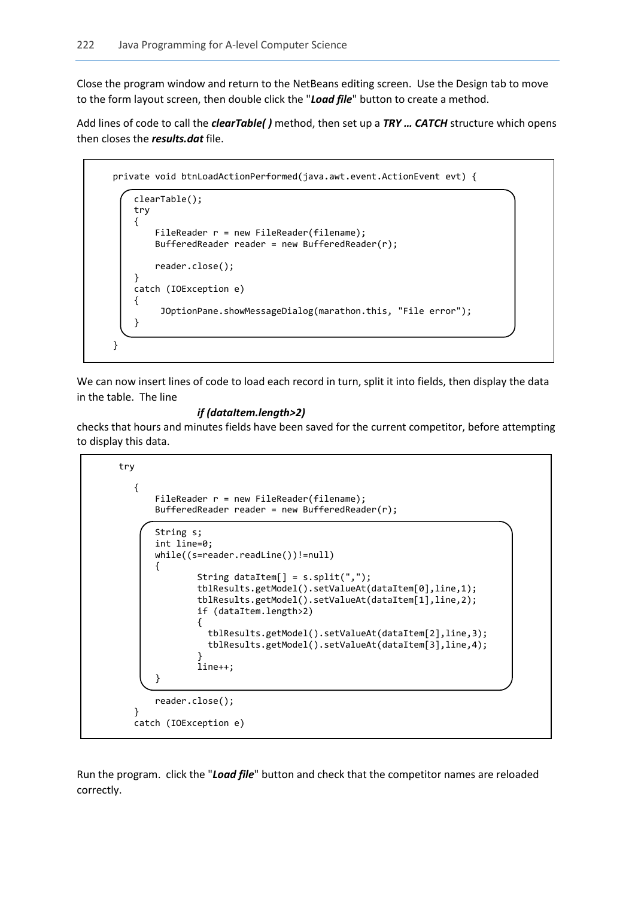Close the program window and return to the NetBeans editing screen. Use the Design tab to move to the form layout screen, then double click the "***Load file***" button to create a method.

Add lines of code to call the ***clearTable( )*** method, then set up a ***TRY … CATCH*** structure which opens then closes the ***results.dat*** file.

```
private void btnLoadActionPerformed(java.awt.event.ActionEvent evt) {
    clearTable();
    try
    {
        FileReader r = new FileReader(filename);
        BufferedReader reader = new BufferedReader(r);

        reader.close();
    }
    catch (IOException e)
    {
         JOptionPane.showMessageDialog(marathon.this, "File error");
    }
}
```

We can now insert lines of code to load each record in turn, split it into fields, then display the data in the table. The line

***if (dataItem.length>2)***

checks that hours and minutes fields have been saved for the current competitor, before attempting to display this data.

```
try

    {
        FileReader r = new FileReader(filename);
        BufferedReader reader = new BufferedReader(r);

        String s;
        int line=0;
        while((s=reader.readLine())!=null)
        {
                String dataItem[] = s.split(",");
                tblResults.getModel().setValueAt(dataItem[0],line,1);
                tblResults.getModel().setValueAt(dataItem[1],line,2);
                if (dataItem.length>2)
                {
                  tblResults.getModel().setValueAt(dataItem[2],line,3);
                  tblResults.getModel().setValueAt(dataItem[3],line,4);
                }
                line++;
        }

        reader.close();
    }
    catch (IOException e)
```

Run the program. click the "***Load file***" button and check that the competitor names are reloaded correctly.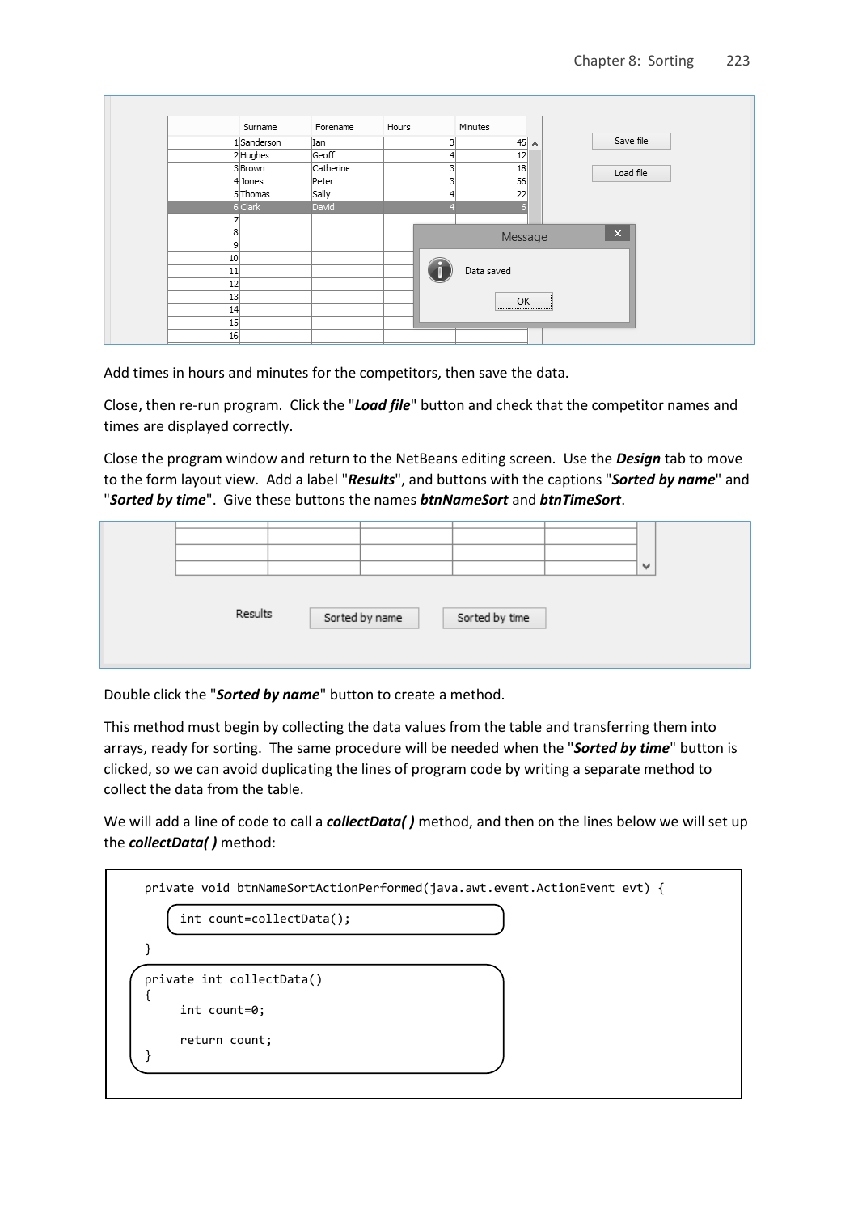Add times in hours and minutes for the competitors, then save the data.

Close, then re-run program. Click the "***Load file***" button and check that the competitor names and times are displayed correctly.

Close the program window and return to the NetBeans editing screen. Use the ***Design*** tab to move to the form layout view. Add a label "***Results***", and buttons with the captions "***Sorted by name***" and "***Sorted by time***". Give these buttons the names ***btnNameSort*** and ***btnTimeSort***.

Double click the "***Sorted by name***" button to create a method.

This method must begin by collecting the data values from the table and transferring them into arrays, ready for sorting. The same procedure will be needed when the "***Sorted by time***" button is clicked, so we can avoid duplicating the lines of program code by writing a separate method to collect the data from the table.

We will add a line of code to call a ***collectData( )*** method, and then on the lines below we will set up the ***collectData( )*** method:

```
private void btnNameSortActionPerformed(java.awt.event.ActionEvent evt) {
        int count=collectData();
}
private int collectData()
{
        int count=0;

        return count;
}
```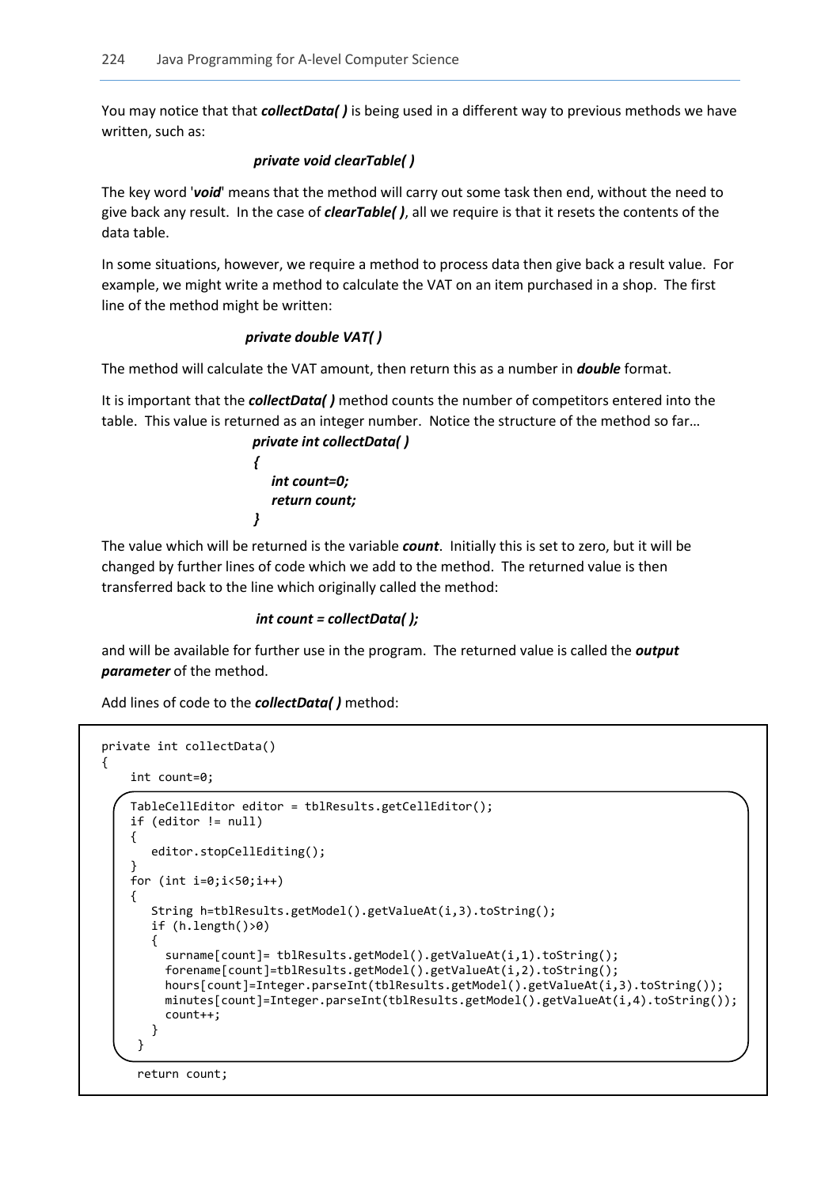You may notice that that ***collectData( )*** is being used in a different way to previous methods we have written, such as:

***private void clearTable( )***

The key word '***void***' means that the method will carry out some task then end, without the need to give back any result. In the case of ***clearTable( )***, all we require is that it resets the contents of the data table.

In some situations, however, we require a method to process data then give back a result value. For example, we might write a method to calculate the VAT on an item purchased in a shop. The first line of the method might be written:

***private double VAT( )***

The method will calculate the VAT amount, then return this as a number in ***double*** format.

It is important that the ***collectData( )*** method counts the number of competitors entered into the table. This value is returned as an integer number. Notice the structure of the method so far…

```
private int collectData( )
{
    int count=0;
    return count;
}
```

The value which will be returned is the variable ***count***. Initially this is set to zero, but it will be changed by further lines of code which we add to the method. The returned value is then transferred back to the line which originally called the method:

***int count = collectData( );***

and will be available for further use in the program. The returned value is called the ***output parameter*** of the method.

Add lines of code to the ***collectData( )*** method:

```
private int collectData()
{
    int count=0;

    TableCellEditor editor = tblResults.getCellEditor();
    if (editor != null)
    {
       editor.stopCellEditing();
    }
    for (int i=0;i<50;i++)
    {
       String h=tblResults.getModel().getValueAt(i,3).toString();
       if (h.length()>0)
       {
         surname[count]= tblResults.getModel().getValueAt(i,1).toString();
         forename[count]=tblResults.getModel().getValueAt(i,2).toString();
         hours[count]=Integer.parseInt(tblResults.getModel().getValueAt(i,3).toString());
         minutes[count]=Integer.parseInt(tblResults.getModel().getValueAt(i,4).toString());
         count++;
       }
     }

     return count;
```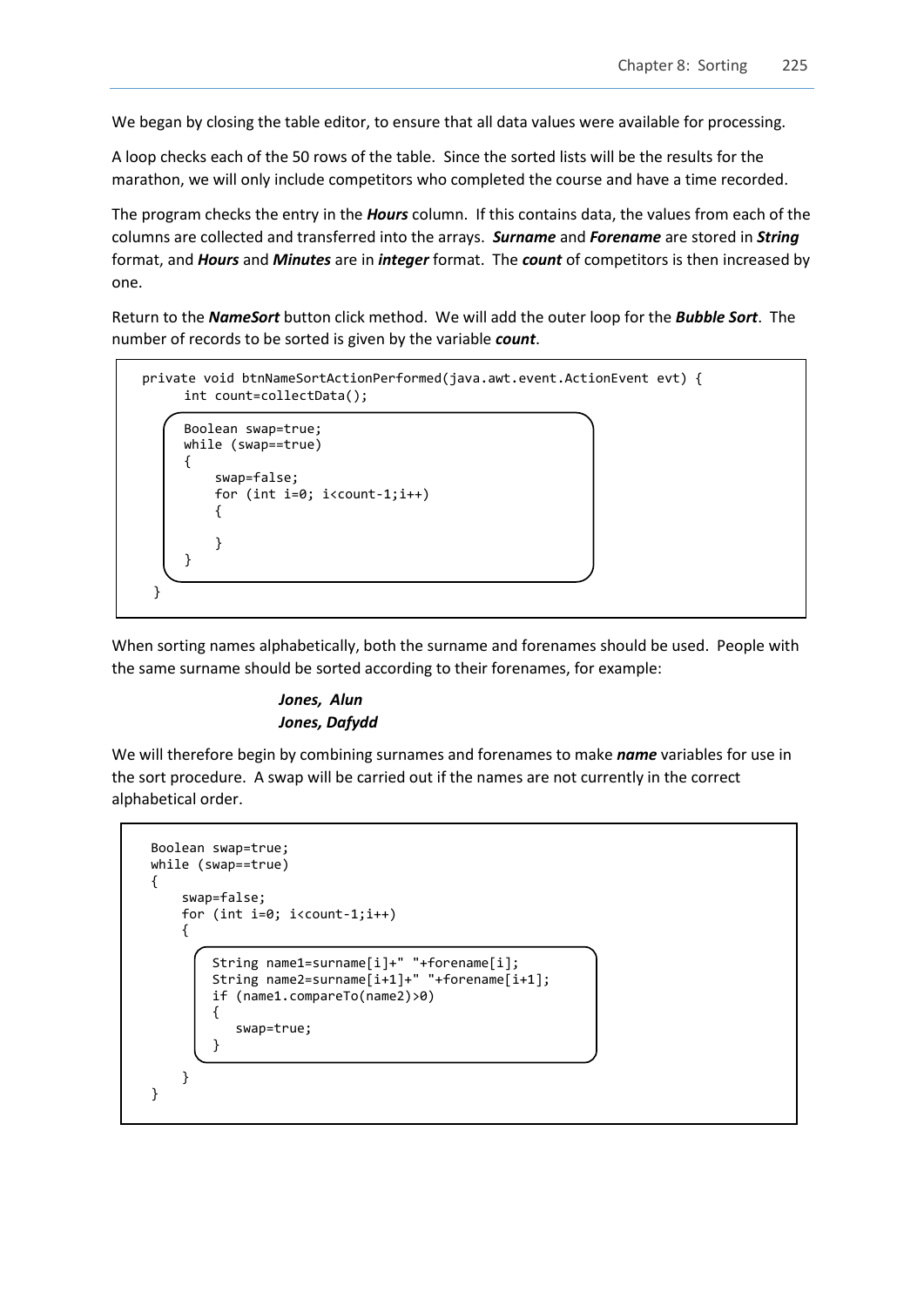We began by closing the table editor, to ensure that all data values were available for processing.

A loop checks each of the 50 rows of the table. Since the sorted lists will be the results for the marathon, we will only include competitors who completed the course and have a time recorded.

The program checks the entry in the ***Hours*** column. If this contains data, the values from each of the columns are collected and transferred into the arrays. ***Surname*** and ***Forename*** are stored in ***String*** format, and ***Hours*** and ***Minutes*** are in ***integer*** format. The ***count*** of competitors is then increased by one.

Return to the ***NameSort*** button click method. We will add the outer loop for the ***Bubble Sort***. The number of records to be sorted is given by the variable ***count***.

```
private void btnNameSortActionPerformed(java.awt.event.ActionEvent evt) {
      int count=collectData();

      Boolean swap=true;
      while (swap==true)
      {
          swap=false;
          for (int i=0; i<count-1;i++)
          {

          }
      }
 }
```

When sorting names alphabetically, both the surname and forenames should be used. People with the same surname should be sorted according to their forenames, for example:

***Jones, Alun***
***Jones, Dafydd***

We will therefore begin by combining surnames and forenames to make ***name*** variables for use in the sort procedure. A swap will be carried out if the names are not currently in the correct alphabetical order.

```
Boolean swap=true;
while (swap==true)
{
     swap=false;
     for (int i=0; i<count-1;i++)
     {
         String name1=surname[i]+" "+forename[i];
         String name2=surname[i+1]+" "+forename[i+1];
         if (name1.compareTo(name2)>0)
         {
            swap=true;
         }

     }
}
```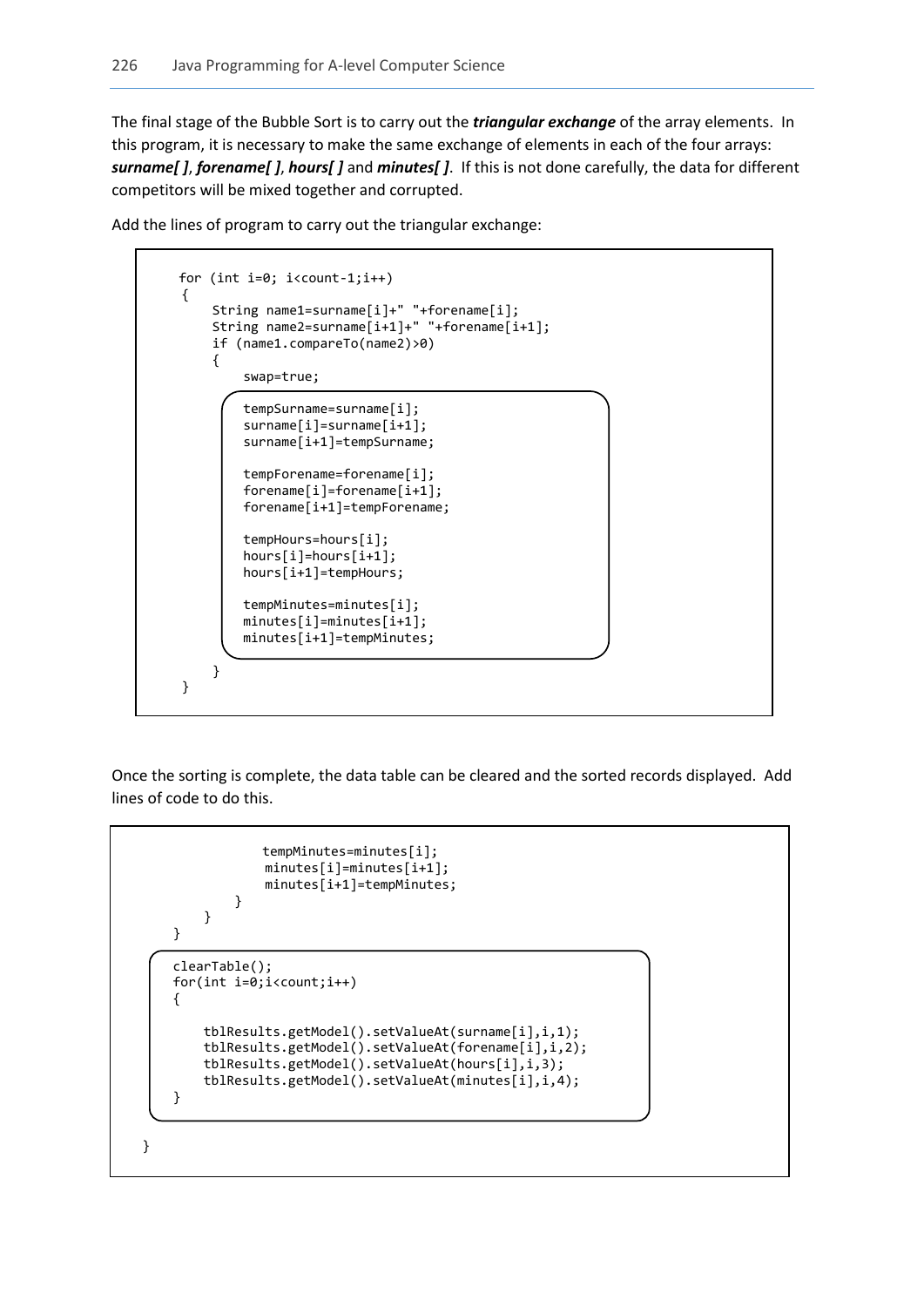The final stage of the Bubble Sort is to carry out the ***triangular exchange*** of the array elements. In this program, it is necessary to make the same exchange of elements in each of the four arrays: ***surname[ ]***, ***forename[ ]***, ***hours[ ]*** and ***minutes[ ]***. If this is not done carefully, the data for different competitors will be mixed together and corrupted.

Add the lines of program to carry out the triangular exchange:

```
for (int i=0; i<count-1;i++)
{
    String name1=surname[i]+" "+forename[i];
    String name2=surname[i+1]+" "+forename[i+1];
    if (name1.compareTo(name2)>0)
    {
        swap=true;

        tempSurname=surname[i];
        surname[i]=surname[i+1];
        surname[i+1]=tempSurname;

        tempForename=forename[i];
        forename[i]=forename[i+1];
        forename[i+1]=tempForename;

        tempHours=hours[i];
        hours[i]=hours[i+1];
        hours[i+1]=tempHours;

        tempMinutes=minutes[i];
        minutes[i]=minutes[i+1];
        minutes[i+1]=tempMinutes;

    }
}
```

Once the sorting is complete, the data table can be cleared and the sorted records displayed. Add lines of code to do this.

```
                tempMinutes=minutes[i];
                minutes[i]=minutes[i+1];
                minutes[i+1]=tempMinutes;
            }
        }
    }

    clearTable();
    for(int i=0;i<count;i++)
    {

        tblResults.getModel().setValueAt(surname[i],i,1);
        tblResults.getModel().setValueAt(forename[i],i,2);
        tblResults.getModel().setValueAt(hours[i],i,3);
        tblResults.getModel().setValueAt(minutes[i],i,4);
    }

}
```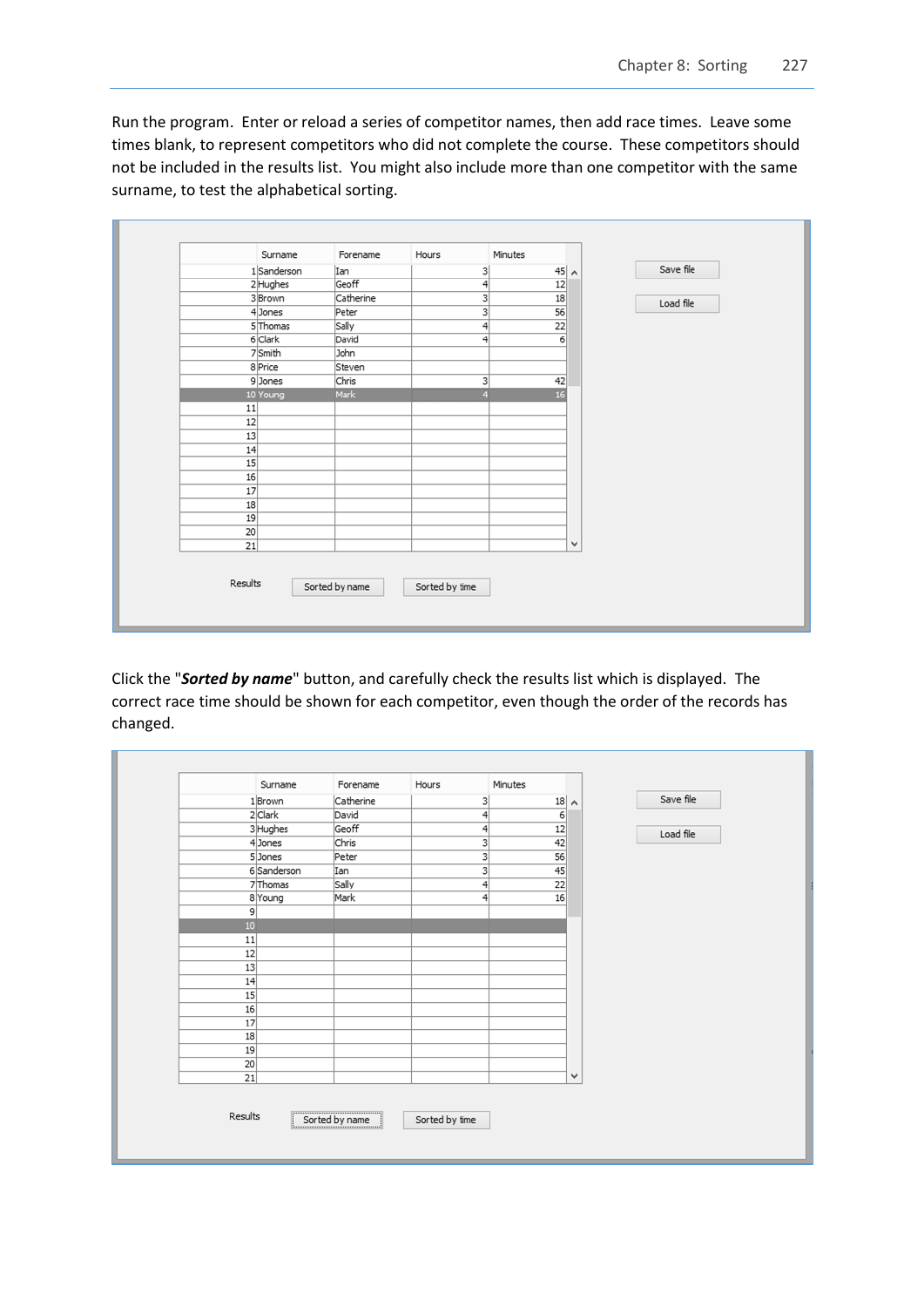Run the program. Enter or reload a series of competitor names, then add race times. Leave some times blank, to represent competitors who did not complete the course. These competitors should not be included in the results list. You might also include more than one competitor with the same surname, to test the alphabetical sorting.

| | Surname | Forename | Hours | Minutes |
|---|---|---|---|---|
| 1 | Sanderson | Ian | 3 | 45 |
| 2 | Hughes | Geoff | 4 | 12 |
| 3 | Brown | Catherine | 3 | 18 |
| 4 | Jones | Peter | 3 | 56 |
| 5 | Thomas | Sally | 4 | 22 |
| 6 | Clark | David | 4 | 6 |
| 7 | Smith | John | | |
| 8 | Price | Steven | | |
| 9 | Jones | Chris | 3 | 42 |
| 10 | Young | Mark | 4 | 16 |
| 11 | | | | |
| 12 | | | | |
| 13 | | | | |
| 14 | | | | |
| 15 | | | | |
| 16 | | | | |
| 17 | | | | |
| 18 | | | | |
| 19 | | | | |
| 20 | | | | |
| 21 | | | | |

Save file | Load file

Results | Sorted by name | Sorted by time

Click the "***Sorted by name***" button, and carefully check the results list which is displayed. The correct race time should be shown for each competitor, even though the order of the records has changed.

| | Surname | Forename | Hours | Minutes |
|---|---|---|---|---|
| 1 | Brown | Catherine | 3 | 18 |
| 2 | Clark | David | 4 | 6 |
| 3 | Hughes | Geoff | 4 | 12 |
| 4 | Jones | Chris | 3 | 42 |
| 5 | Jones | Peter | 3 | 56 |
| 6 | Sanderson | Ian | 3 | 45 |
| 7 | Thomas | Sally | 4 | 22 |
| 8 | Young | Mark | 4 | 16 |
| 9 | | | | |
| 10 | | | | |
| 11 | | | | |
| 12 | | | | |
| 13 | | | | |
| 14 | | | | |
| 15 | | | | |
| 16 | | | | |
| 17 | | | | |
| 18 | | | | |
| 19 | | | | |
| 20 | | | | |
| 21 | | | | |

Save file | Load file

Results | Sorted by name | Sorted by time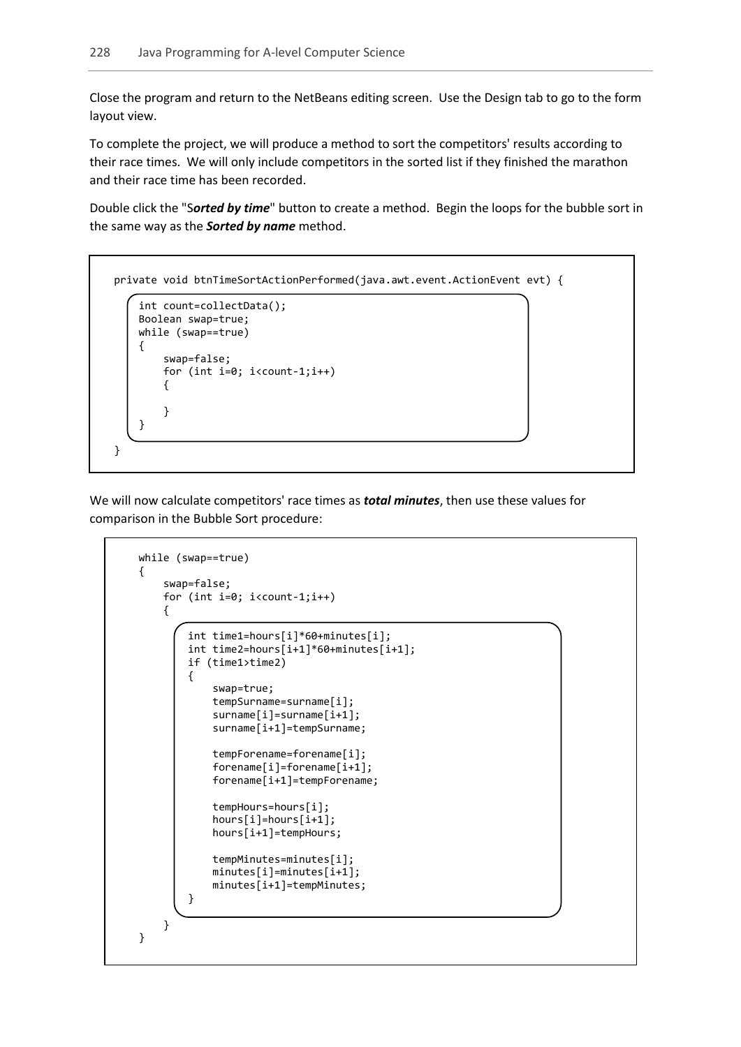Close the program and return to the NetBeans editing screen. Use the Design tab to go to the form layout view.

To complete the project, we will produce a method to sort the competitors' results according to their race times. We will only include competitors in the sorted list if they finished the marathon and their race time has been recorded.

Double click the "S***orted by time***" button to create a method. Begin the loops for the bubble sort in the same way as the ***Sorted by name*** method.

```
private void btnTimeSortActionPerformed(java.awt.event.ActionEvent evt) {

    int count=collectData();
    Boolean swap=true;
    while (swap==true)
    {
        swap=false;
        for (int i=0; i<count-1;i++)
        {

        }
    }
}
```

We will now calculate competitors' race times as ***total minutes***, then use these values for comparison in the Bubble Sort procedure:

```
    while (swap==true)
    {
        swap=false;
        for (int i=0; i<count-1;i++)
        {
            int time1=hours[i]*60+minutes[i];
            int time2=hours[i+1]*60+minutes[i+1];
            if (time1>time2)
            {
                swap=true;
                tempSurname=surname[i];
                surname[i]=surname[i+1];
                surname[i+1]=tempSurname;

                tempForename=forename[i];
                forename[i]=forename[i+1];
                forename[i+1]=tempForename;

                tempHours=hours[i];
                hours[i]=hours[i+1];
                hours[i+1]=tempHours;

                tempMinutes=minutes[i];
                minutes[i]=minutes[i+1];
                minutes[i+1]=tempMinutes;
            }
        }
    }
```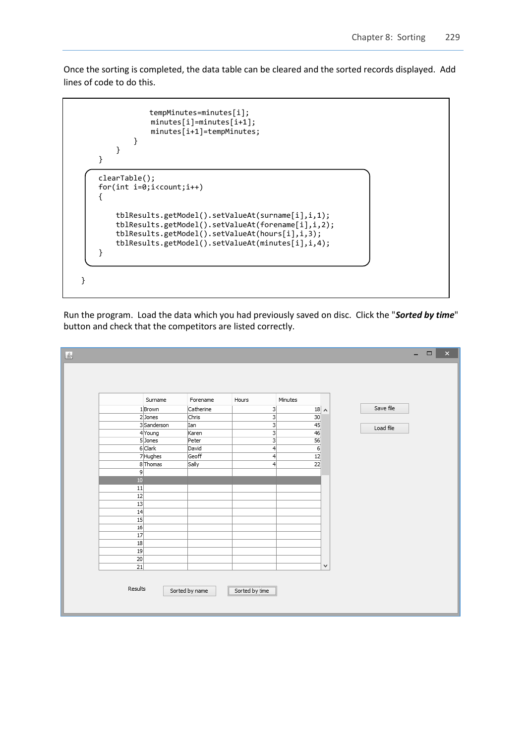Once the sorting is completed, the data table can be cleared and the sorted records displayed. Add lines of code to do this.

```
                tempMinutes=minutes[i];
                minutes[i]=minutes[i+1];
                minutes[i+1]=tempMinutes;
            }
        }
    }

    clearTable();
    for(int i=0;i<count;i++)
    {

        tblResults.getModel().setValueAt(surname[i],i,1);
        tblResults.getModel().setValueAt(forename[i],i,2);
        tblResults.getModel().setValueAt(hours[i],i,3);
        tblResults.getModel().setValueAt(minutes[i],i,4);
    }

}
```

Run the program. Load the data which you had previously saved on disc. Click the "***Sorted by time***" button and check that the competitors are listed correctly.

| | Surname | Forename | Hours | Minutes |
|---|---|---|---|---|
| 1 | Brown | Catherine | 3 | 18 |
| 2 | Jones | Chris | 3 | 30 |
| 3 | Sanderson | Ian | 3 | 45 |
| 4 | Young | Karen | 3 | 46 |
| 5 | Jones | Peter | 3 | 56 |
| 6 | Clark | David | 4 | 6 |
| 7 | Hughes | Geoff | 4 | 12 |
| 8 | Thomas | Sally | 4 | 22 |
| 9 | | | | |
| 10 | | | | |
| 11 | | | | |
| 12 | | | | |
| 13 | | | | |
| 14 | | | | |
| 15 | | | | |
| 16 | | | | |
| 17 | | | | |
| 18 | | | | |
| 19 | | | | |
| 20 | | | | |
| 21 | | | | |

Save file

Load file

Results

Sorted by name

Sorted by time